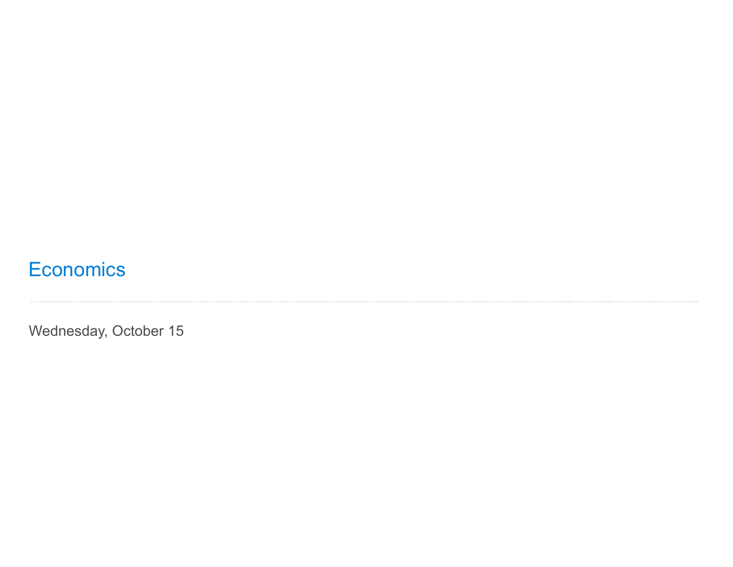# Economics

---

Wednesday, October 15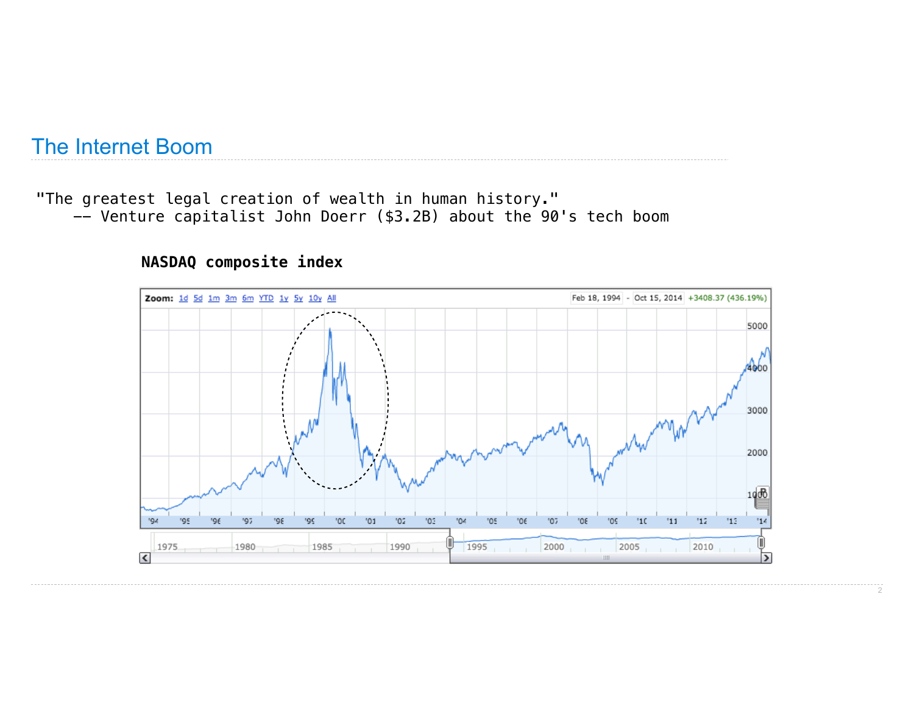# The Internet Boom

```
"The greatest legal creation of wealth in human history."
    -- Venture capitalist John Doerr ($3.2B) about the 90's tech boom
```

**NASDAQ composite index**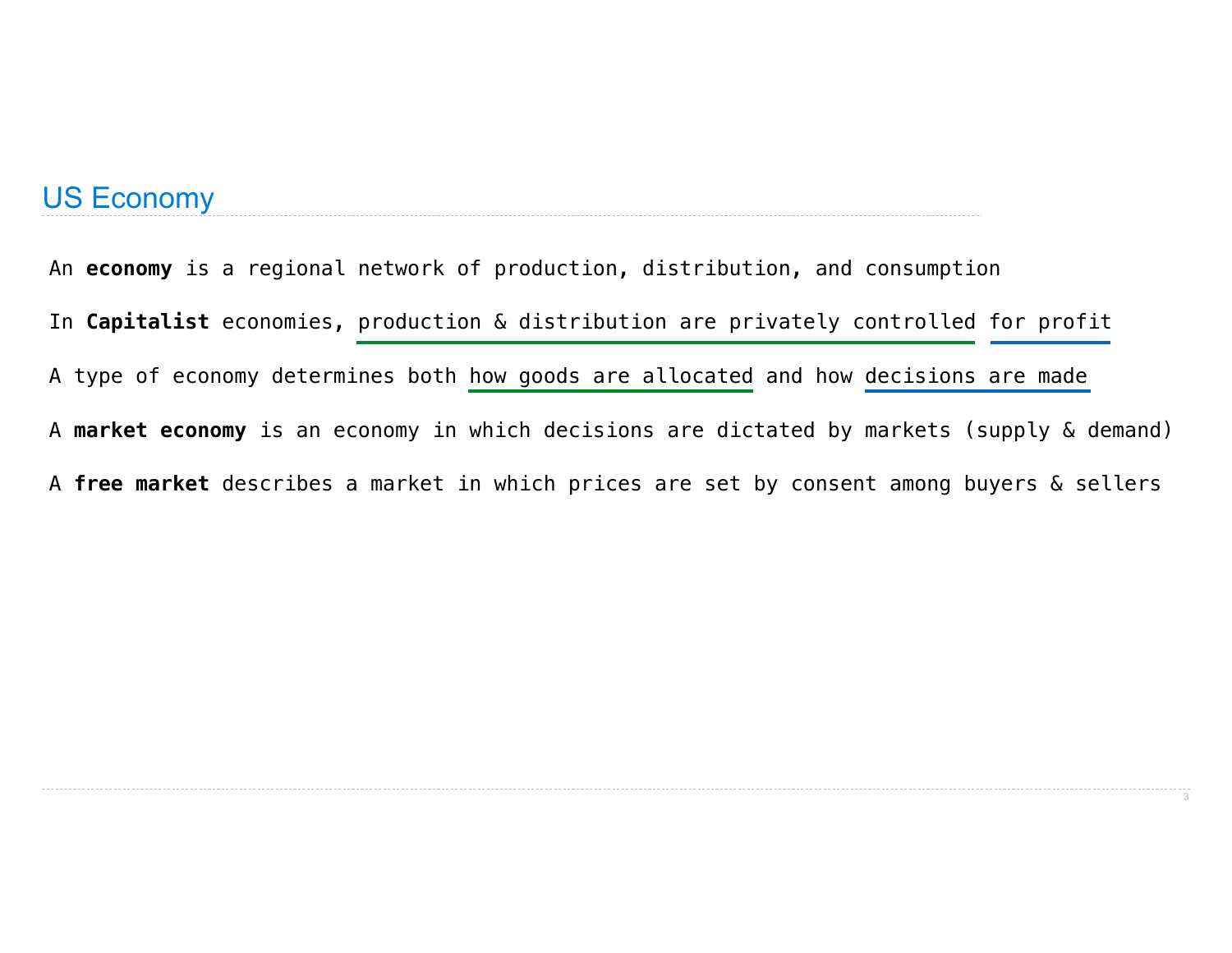## US Economy

An **economy** is a regional network of production, distribution, and consumption

In **Capitalist** economies, production & distribution are privately controlled for profit

A type of economy determines both how goods are allocated and how decisions are made

A **market economy** is an economy in which decisions are dictated by markets (supply & demand)

A **free market** describes a market in which prices are set by consent among buyers & sellers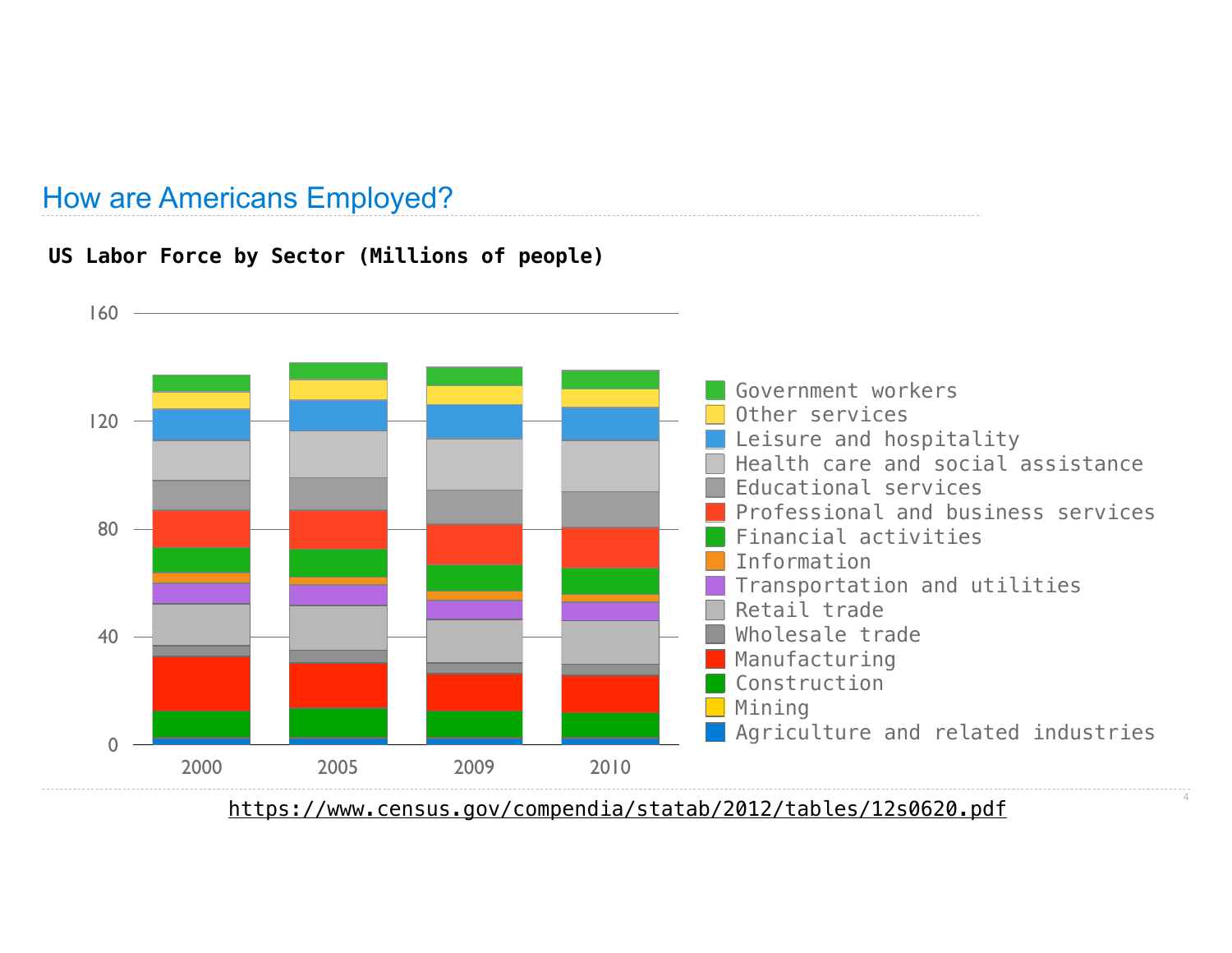# How are Americans Employed?

**US Labor Force by Sector (Millions of people)**

https://www.census.gov/compendia/statab/2012/tables/12s0620.pdf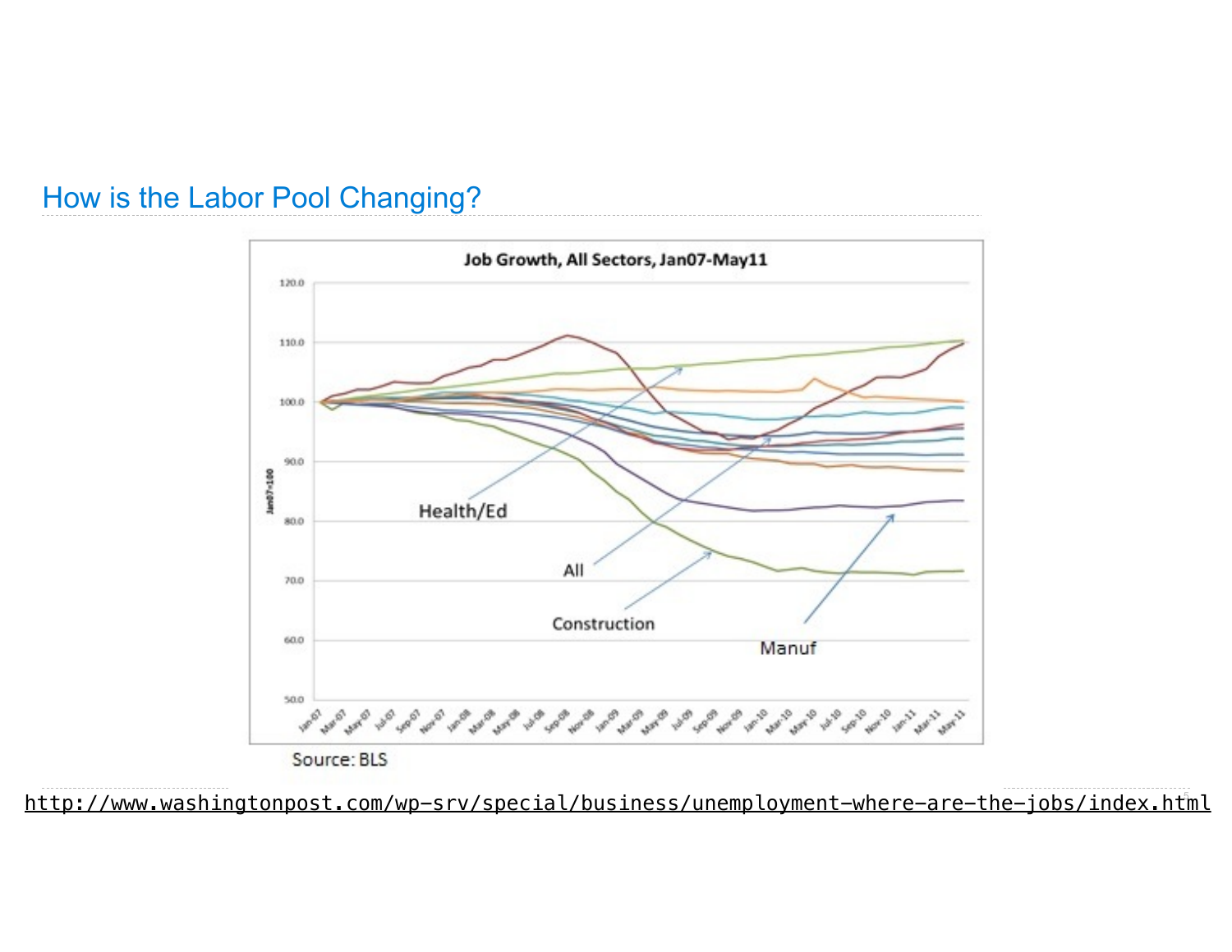## How is the Labor Pool Changing?

**Job Growth, All Sectors, Jan07-May11**

Health/Ed

All

Construction

Manuf

Source: BLS

http://www.washingtonpost.com/wp-srv/special/business/unemployment-where-are-the-jobs/index.html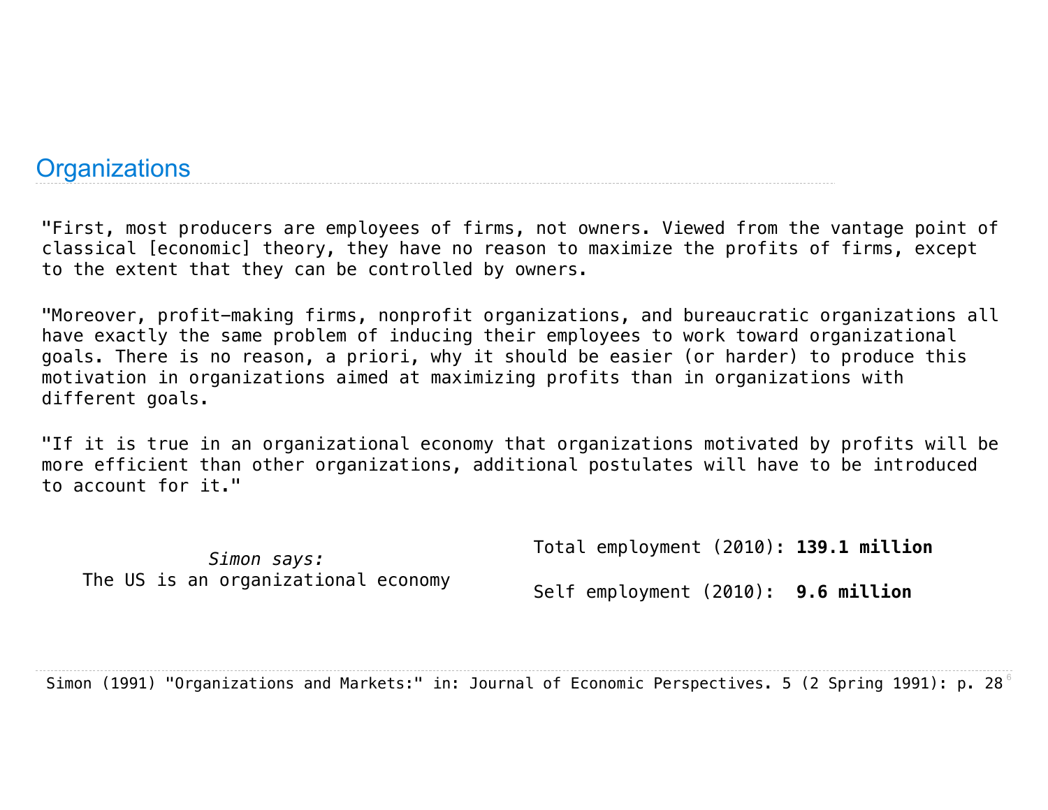## Organizations

"First, most producers are employees of firms, not owners. Viewed from the vantage point of classical [economic] theory, they have no reason to maximize the profits of firms, except to the extent that they can be controlled by owners.

"Moreover, profit-making firms, nonprofit organizations, and bureaucratic organizations all have exactly the same problem of inducing their employees to work toward organizational goals. There is no reason, a priori, why it should be easier (or harder) to produce this motivation in organizations aimed at maximizing profits than in organizations with different goals.

"If it is true in an organizational economy that organizations motivated by profits will be more efficient than other organizations, additional postulates will have to be introduced to account for it."

*Simon says:*
The US is an organizational economy

Total employment (2010): **139.1 million**

Self employment (2010): **9.6 million**

Simon (1991) "Organizations and Markets:" in: Journal of Economic Perspectives. 5 (2 Spring 1991): p. 28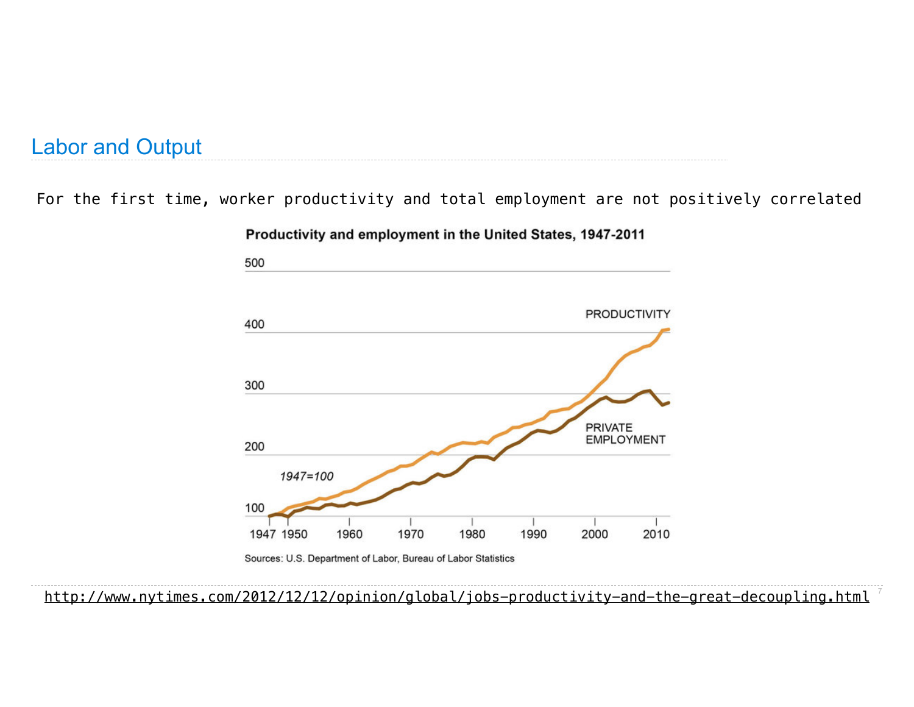## Labor and Output

For the first time, worker productivity and total employment are not positively correlated

**Productivity and employment in the United States, 1947-2011**

500

400

300

200

100

1947 1950 1960 1970 1980 1990 2000 2010

PRODUCTIVITY

PRIVATE EMPLOYMENT

*1947=100*

Sources: U.S. Department of Labor, Bureau of Labor Statistics

http://www.nytimes.com/2012/12/12/opinion/global/jobs-productivity-and-the-great-decoupling.html